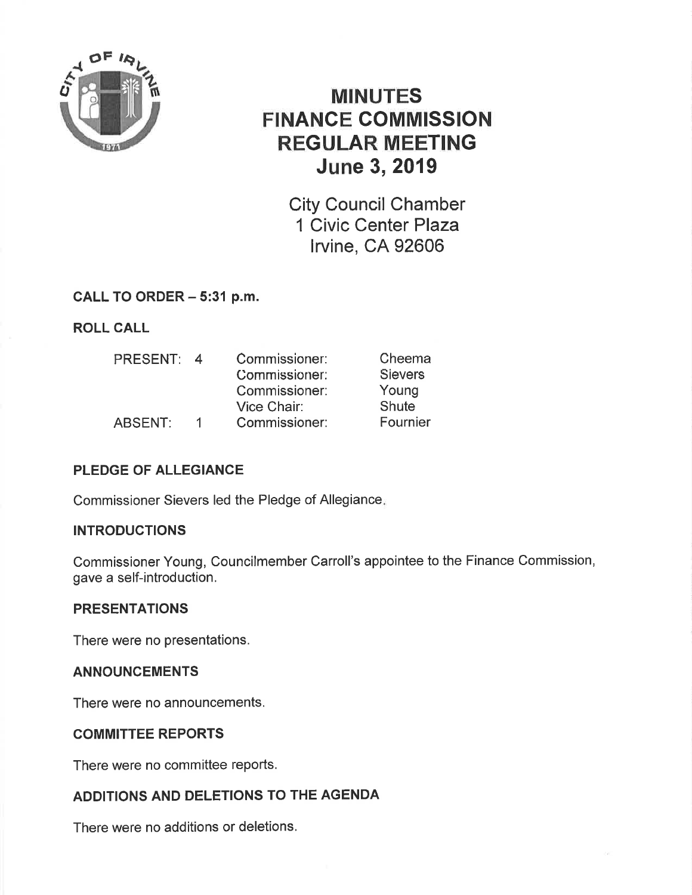# MINUTES
# FINANCE COMMISSION
# REGULAR MEETING
# June 3, 2019

City Council Chamber
1 Civic Center Plaza
Irvine, CA 92606

## CALL TO ORDER – 5:31 p.m.

## ROLL CALL

| | | | |
|---|---|---|---|
| PRESENT: | 4 | Commissioner: | Cheema |
| | | Commissioner: | Sievers |
| | | Commissioner: | Young |
| | | Vice Chair: | Shute |
| ABSENT: | 1 | Commissioner: | Fournier |

## PLEDGE OF ALLEGIANCE

Commissioner Sievers led the Pledge of Allegiance.

## INTRODUCTIONS

Commissioner Young, Councilmember Carroll's appointee to the Finance Commission, gave a self-introduction.

## PRESENTATIONS

There were no presentations.

## ANNOUNCEMENTS

There were no announcements.

## COMMITTEE REPORTS

There were no committee reports.

## ADDITIONS AND DELETIONS TO THE AGENDA

There were no additions or deletions.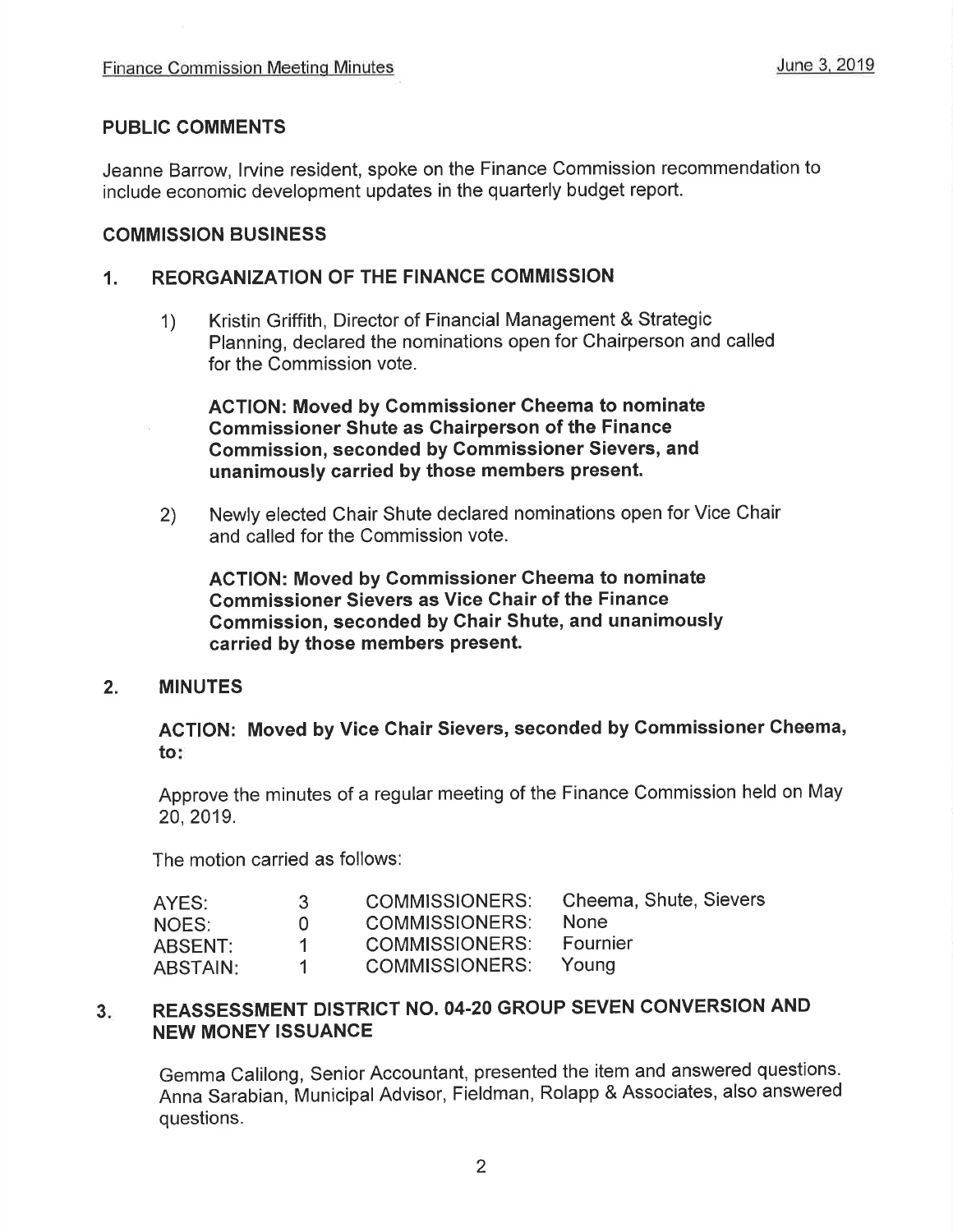## PUBLIC COMMENTS

Jeanne Barrow, Irvine resident, spoke on the Finance Commission recommendation to include economic development updates in the quarterly budget report.

## COMMISSION BUSINESS

### 1. REORGANIZATION OF THE FINANCE COMMISSION

1) Kristin Griffith, Director of Financial Management & Strategic Planning, declared the nominations open for Chairperson and called for the Commission vote.

   **ACTION: Moved by Commissioner Cheema to nominate Commissioner Shute as Chairperson of the Finance Commission, seconded by Commissioner Sievers, and unanimously carried by those members present.**

2) Newly elected Chair Shute declared nominations open for Vice Chair and called for the Commission vote.

   **ACTION: Moved by Commissioner Cheema to nominate Commissioner Sievers as Vice Chair of the Finance Commission, seconded by Chair Shute, and unanimously carried by those members present.**

### 2. MINUTES

**ACTION: Moved by Vice Chair Sievers, seconded by Commissioner Cheema, to:**

Approve the minutes of a regular meeting of the Finance Commission held on May 20, 2019.

The motion carried as follows:

| | | | |
|---|---|---|---|
| AYES: | 3 | COMMISSIONERS: | Cheema, Shute, Sievers |
| NOES: | 0 | COMMISSIONERS: | None |
| ABSENT: | 1 | COMMISSIONERS: | Fournier |
| ABSTAIN: | 1 | COMMISSIONERS: | Young |

### 3. REASSESSMENT DISTRICT NO. 04-20 GROUP SEVEN CONVERSION AND NEW MONEY ISSUANCE

Gemma Calilong, Senior Accountant, presented the item and answered questions. Anna Sarabian, Municipal Advisor, Fieldman, Rolapp & Associates, also answered questions.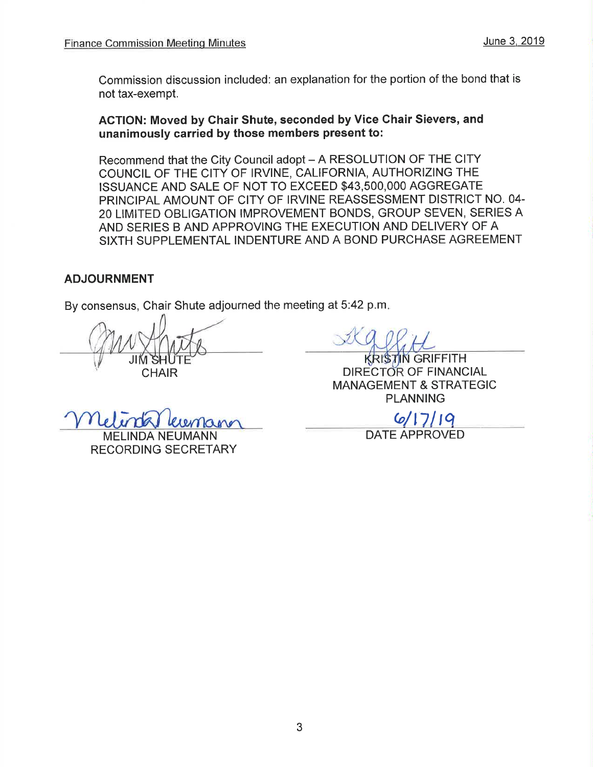Commission discussion included: an explanation for the portion of the bond that is not tax-exempt.

**ACTION: Moved by Chair Shute, seconded by Vice Chair Sievers, and unanimously carried by those members present to:**

Recommend that the City Council adopt – A RESOLUTION OF THE CITY COUNCIL OF THE CITY OF IRVINE, CALIFORNIA, AUTHORIZING THE ISSUANCE AND SALE OF NOT TO EXCEED $43,500,000 AGGREGATE PRINCIPAL AMOUNT OF CITY OF IRVINE REASSESSMENT DISTRICT NO. 04-20 LIMITED OBLIGATION IMPROVEMENT BONDS, GROUP SEVEN, SERIES A AND SERIES B AND APPROVING THE EXECUTION AND DELIVERY OF A SIXTH SUPPLEMENTAL INDENTURE AND A BOND PURCHASE AGREEMENT

## ADJOURNMENT

By consensus, Chair Shute adjourned the meeting at 5:42 p.m.

JIM SHUTE
CHAIR

KRISTIN GRIFFITH
DIRECTOR OF FINANCIAL MANAGEMENT & STRATEGIC PLANNING

MELINDA NEUMANN
RECORDING SECRETARY

6/17/19
DATE APPROVED